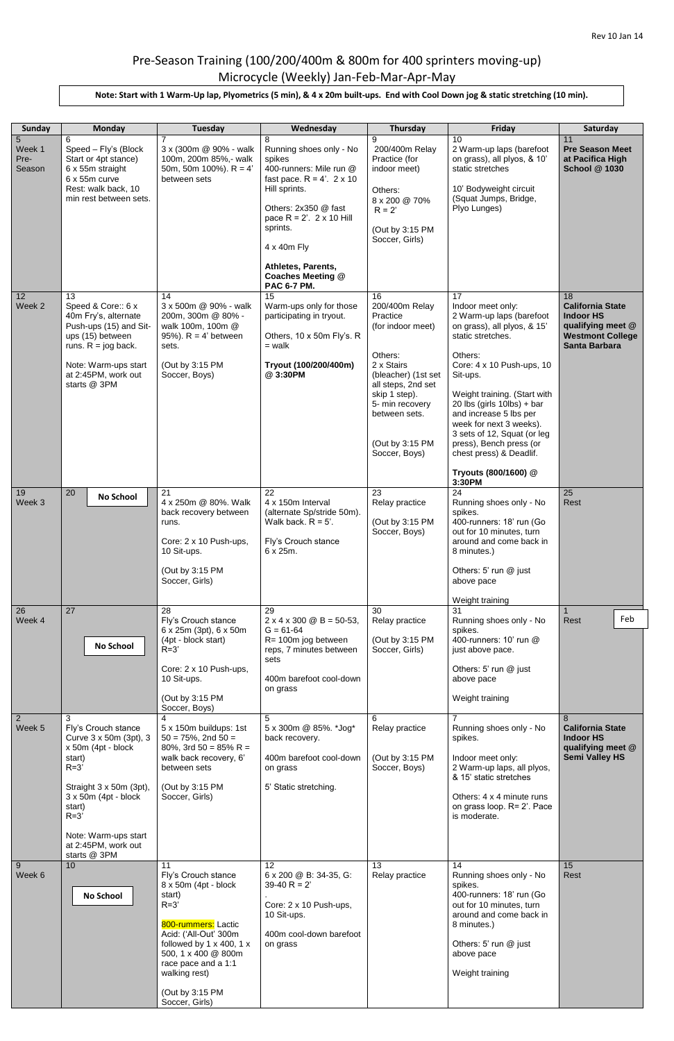Rev 10 Jan 14

# Pre-Season Training (100/200/400m & 800m for 400 sprinters moving-up)
## Microcycle (Weekly) Jan-Feb-Mar-Apr-May

**Note: Start with 1 Warm-Up lap, Plyometrics (5 min), & 4 x 20m built-ups. End with Cool Down jog & static stretching (10 min).**

| Sunday | Monday | Tuesday | Wednesday | Thursday | Friday | Saturday |
|---|---|---|---|---|---|---|
| 5<br>Week 1 Pre-Season | 6<br>Speed – Fly's (Block Start or 4pt stance)<br>6 x 55m straight<br>6 x 55m curve<br>Rest: walk back, 10 min rest between sets. | 7<br>3 x (300m @ 90% - walk 100m, 200m 85%,- walk 50m, 50m 100%). R = 4' between sets | 8<br>Running shoes only - No spikes<br>400-runners: Mile run @ fast pace. R = 4'. 2 x 10 Hill sprints.<br><br>Others: 2x350 @ fast pace R = 2'. 2 x 10 Hill sprints.<br><br>4 x 40m Fly<br><br>**Athletes, Parents, Coaches Meeting @ PAC 6-7 PM.** | 9<br>200/400m Relay Practice (for indoor meet)<br><br>Others:<br>8 x 200 @ 70%<br>R = 2'<br><br>(Out by 3:15 PM Soccer, Girls) | 10<br>2 Warm-up laps (barefoot on grass), all plyos, & 10' static stretches<br><br>10' Bodyweight circuit (Squat Jumps, Bridge, Plyo Lunges) | 11<br>**Pre Season Meet at Pacifica High School @ 1030** |
| 12<br>Week 2 | 13<br>Speed & Core:: 6 x 40m Fry's, alternate Push-ups (15) and Sit-ups (15) between runs. R = jog back.<br><br>Note: Warm-ups start at 2:45PM, work out starts @ 3PM | 14<br>3 x 500m @ 90% - walk 200m, 300m @ 80% - walk 100m, 100m @ 95%). R = 4' between sets.<br><br>(Out by 3:15 PM Soccer, Boys) | 15<br>Warm-ups only for those participating in tryout.<br><br>Others, 10 x 50m Fly's. R = walk<br><br>**Tryout (100/200/400m) @ 3:30PM** | 16<br>200/400m Relay Practice<br>(for indoor meet)<br><br>Others:<br>2 x Stairs (bleacher) (1st set all steps, 2nd set skip 1 step).<br>5- min recovery between sets.<br><br>(Out by 3:15 PM Soccer, Boys) | 17<br>Indoor meet only:<br>2 Warm-up laps (barefoot on grass), all plyos, & 15' static stretches.<br><br>Others:<br>Core: 4 x 10 Push-ups, 10 Sit-ups.<br><br>Weight training. (Start with 20 lbs (girls 10lbs) + bar and increase 5 lbs per week for next 3 weeks).<br>3 sets of 12, Squat (or leg press), Bench press (or chest press) & Deadlif.<br><br>**Tryouts (800/1600) @ 3:30PM** | 18<br>**California State Indoor HS qualifying meet @ Westmont College Santa Barbara** |
| 19<br>Week 3 | 20<br>**No School** | 21<br>4 x 250m @ 80%. Walk back recovery between runs.<br><br>Core: 2 x 10 Push-ups, 10 Sit-ups.<br><br>(Out by 3:15 PM Soccer, Girls) | 22<br>4 x 150m Interval (alternate Sp/stride 50m). Walk back. R = 5'.<br><br>Fly's Crouch stance<br>6 x 25m. | 23<br>Relay practice<br><br>(Out by 3:15 PM Soccer, Boys) | 24<br>Running shoes only - No spikes.<br>400-runners: 18' run (Go out for 10 minutes, turn around and come back in 8 minutes.)<br><br>Others: 5' run @ just above pace<br><br>Weight training | 25<br>Rest |
| 26<br>Week 4 | 27<br>**No School** | 28<br>Fly's Crouch stance<br>6 x 25m (3pt), 6 x 50m (4pt - block start)<br>R=3'<br><br>Core: 2 x 10 Push-ups, 10 Sit-ups.<br><br>(Out by 3:15 PM Soccer, Boys) | 29<br>2 x 4 x 300 @ B = 50-53, G = 61-64<br>R= 100m jog between reps, 7 minutes between sets<br><br>400m barefoot cool-down on grass | 30<br>Relay practice<br><br>(Out by 3:15 PM Soccer, Girls) | 31<br>Running shoes only - No spikes.<br>400-runners: 10' run @ just above pace.<br><br>Others: 5' run @ just above pace<br><br>Weight training | 1 Feb<br>Rest |
| 2<br>Week 5 | 3<br>Fly's Crouch stance<br>Curve 3 x 50m (3pt), 3 x 50m (4pt - block start)<br>R=3'<br><br>Straight 3 x 50m (3pt), 3 x 50m (4pt - block start)<br>R=3'<br><br>Note: Warm-ups start at 2:45PM, work out starts @ 3PM | 4<br>5 x 150m buildups: 1st 50 = 75%, 2nd 50 = 80%, 3rd 50 = 85% R = walk back recovery, 6' between sets<br><br>(Out by 3:15 PM Soccer, Girls) | 5<br>5 x 300m @ 85%. *Jog* back recovery.<br><br>400m barefoot cool-down on grass<br><br>5' Static stretching. | 6<br>Relay practice<br><br>(Out by 3:15 PM Soccer, Boys) | 7<br>Running shoes only - No spikes.<br><br>Indoor meet only:<br>2 Warm-up laps, all plyos, & 15' static stretches<br><br>Others: 4 x 4 minute runs on grass loop. R= 2'. Pace is moderate. | 8<br>**California State Indoor HS qualifying meet @ Semi Valley HS** |
| 9<br>Week 6 | 10<br>**No School** | 11<br>Fly's Crouch stance<br>8 x 50m (4pt - block start)<br>R=3'<br><br>800-rummers: Lactic Acid: ('All-Out' 300m followed by 1 x 400, 1 x 500, 1 x 400 @ 800m race pace and a 1:1 walking rest)<br><br>(Out by 3:15 PM Soccer, Girls) | 12<br>6 x 200 @ B: 34-35, G: 39-40 R = 2'<br>.<br>Core: 2 x 10 Push-ups, 10 Sit-ups.<br><br>400m cool-down barefoot on grass | 13<br>Relay practice | 14<br>Running shoes only - No spikes.<br>400-runners: 18' run (Go out for 10 minutes, turn around and come back in 8 minutes.)<br><br>Others: 5' run @ just above pace<br><br>Weight training | 15<br>Rest |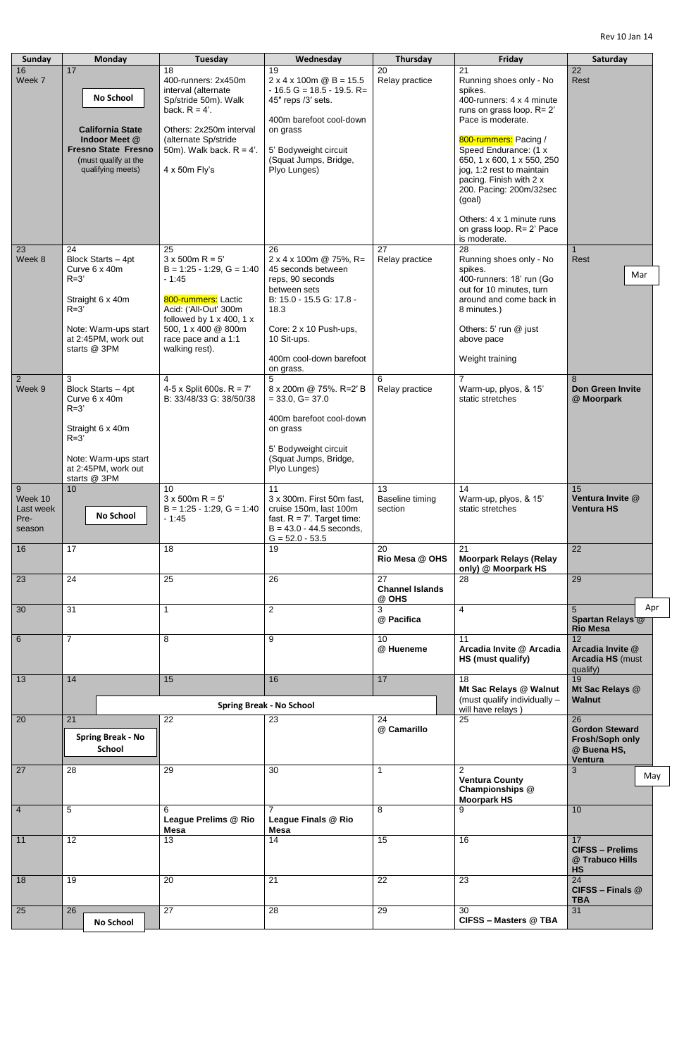Rev 10 Jan 14

| Sunday | Monday | Tuesday | Wednesday | Thursday | Friday | Saturday |
|---|---|---|---|---|---|---|
| 16<br>Week 7 | 17<br>**No School**<br>**California State Indoor Meet @ Fresno State Fresno** (must qualify at the qualifying meets) | 18<br>400-runners: 2x450m interval (alternate Sp/stride 50m). Walk back. R = 4'.<br>Others: 2x250m interval (alternate Sp/stride 50m). Walk back. R = 4'.<br>4 x 50m Fly's | 19<br>2 x 4 x 100m @ B = 15.5 - 16.5 G = 18.5 - 19.5. R= 45″ reps /3′ sets.<br>400m barefoot cool-down on grass<br>5' Bodyweight circuit (Squat Jumps, Bridge, Plyo Lunges) | 20<br>Relay practice | 21<br>Running shoes only - No spikes.<br>400-runners: 4 x 4 minute runs on grass loop. R= 2' Pace is moderate.<br>800-rummers: Pacing / Speed Endurance: (1 x 650, 1 x 600, 1 x 550, 250 jog, 1:2 rest to maintain pacing. Finish with 2 x 200. Pacing: 200m/32sec (goal)<br>Others: 4 x 1 minute runs on grass loop. R= 2' Pace is moderate. | 22<br>Rest |
| 23<br>Week 8 | 24<br>Block Starts – 4pt Curve 6 x 40m R=3'<br>Straight 6 x 40m R=3'<br>Note: Warm-ups start at 2:45PM, work out starts @ 3PM | 25<br>3 x 500m R = 5′<br>B = 1:25 - 1:29, G = 1:40 - 1:45<br>800-rummers: Lactic Acid: ('All-Out' 300m followed by 1 x 400, 1 x 500, 1 x 400 @ 800m race pace and a 1:1 walking rest). | 26<br>2 x 4 x 100m @ 75%, R= 45 seconds between reps, 90 seconds between sets<br>B: 15.0 - 15.5 G: 17.8 - 18.3<br>Core: 2 x 10 Push-ups, 10 Sit-ups.<br>400m cool-down barefoot on grass. | 27<br>Relay practice | 28<br>Running shoes only - No spikes.<br>400-runners: 18' run (Go out for 10 minutes, turn around and come back in 8 minutes.)<br>Others: 5' run @ just above pace<br>Weight training | 1<br>Rest<br>Mar |
| 2<br>Week 9 | 3<br>Block Starts – 4pt Curve 6 x 40m R=3'<br>Straight 6 x 40m R=3'<br>Note: Warm-ups start at 2:45PM, work out starts @ 3PM | 4<br>4-5 x Split 600s. R = 7′<br>B: 33/48/33 G: 38/50/38 | 5<br>8 x 200m @ 75%. R=2′ B = 33.0, G= 37.0<br>400m barefoot cool-down on grass<br>5' Bodyweight circuit (Squat Jumps, Bridge, Plyo Lunges) | 6<br>Relay practice | 7<br>Warm-up, plyos, & 15' static stretches | 8<br>**Don Green Invite @ Moorpark** |
| 9<br>Week 10<br>Last week Pre-season | 10<br>**No School** | 10<br>3 x 500m R = 5′<br>B = 1:25 - 1:29, G = 1:40 - 1:45 | 11<br>3 x 300m. First 50m fast, cruise 150m, last 100m fast. R = 7′. Target time: B = 43.0 - 44.5 seconds, G = 52.0 - 53.5 | 13<br>Baseline timing section | 14<br>Warm-up, plyos, & 15' static stretches | 15<br>**Ventura Invite @ Ventura HS** |
| 16 | 17 | 18 | 19 | 20<br>**Rio Mesa @ OHS** | 21<br>**Moorpark Relays (Relay only) @ Moorpark HS** | 22 |
| 23 | 24 | 25 | 26 | 27<br>**Channel Islands @ OHS** | 28 | 29 |
| 30 | 31 | 1 | 2 | 3<br>**@ Pacifica** | 4 | 5<br>**Spartan Relays @ Rio Mesa**<br>Apr |
| 6 | 7 | 8 | 9 | 10<br>**@ Hueneme** | 11<br>**Arcadia Invite @ Arcadia HS (must qualify)** | 12<br>**Arcadia Invite @ Arcadia HS** (must qualify) |
| 13 | 14 | 15<br>**Spring Break - No School** | 16 | 17 | 18<br>**Mt Sac Relays @ Walnut** (must qualify individually – will have relays ) | 19<br>**Mt Sac Relays @ Walnut** |
| 20 | 21<br>**Spring Break - No School** | 22 | 23 | 24<br>**@ Camarillo** | 25 | 26<br>**Gordon Steward Frosh/Soph only @ Buena HS, Ventura** |
| 27 | 28 | 29 | 30 | 1 | 2<br>**Ventura County Championships @ Moorpark HS** | 3<br>May |
| 4 | 5 | 6<br>**League Prelims @ Rio Mesa** | 7<br>**League Finals @ Rio Mesa** | 8 | 9 | 10 |
| 11 | 12 | 13 | 14 | 15 | 16 | 17<br>**CIFSS – Prelims @ Trabuco Hills HS** |
| 18 | 19 | 20 | 21 | 22 | 23 | 24<br>**CIFSS – Finals @ TBA** |
| 25 | 26<br>**No School** | 27 | 28 | 29 | 30<br>**CIFSS – Masters @ TBA** | 31 |